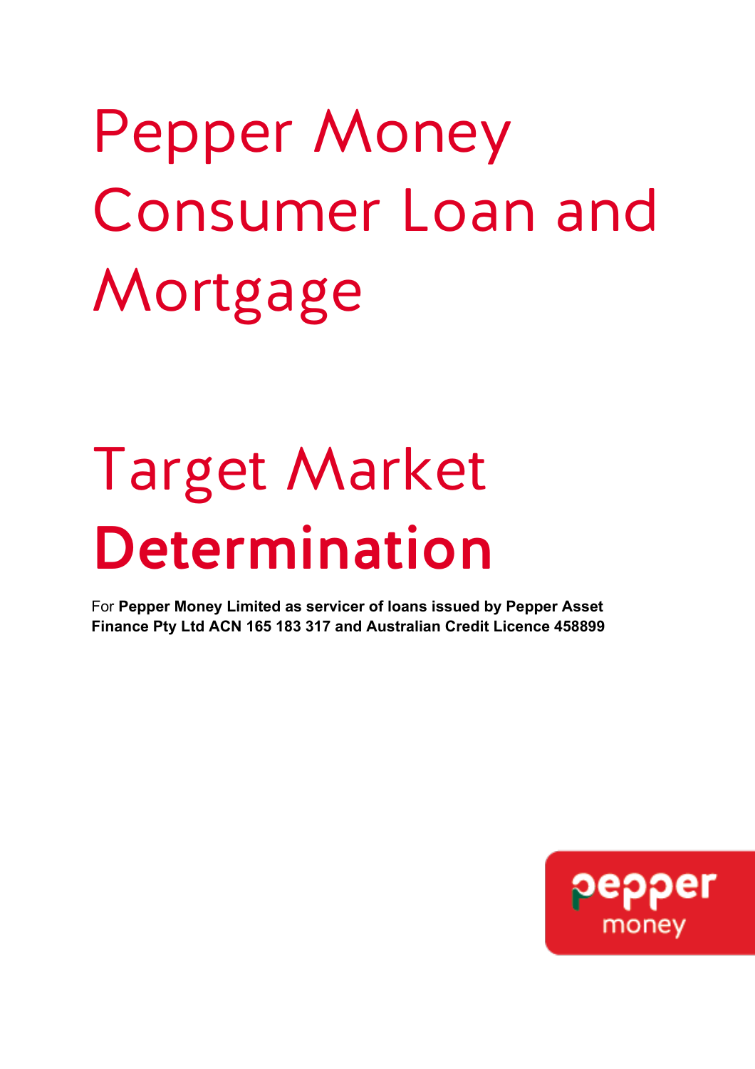# Pepper Money Consumer Loan and Mortgage

# Target Market **Determination**

For **Pepper Money Limited as servicer of loans issued by Pepper Asset Finance Pty Ltd ACN 165 183 317 and Australian Credit Licence 458899**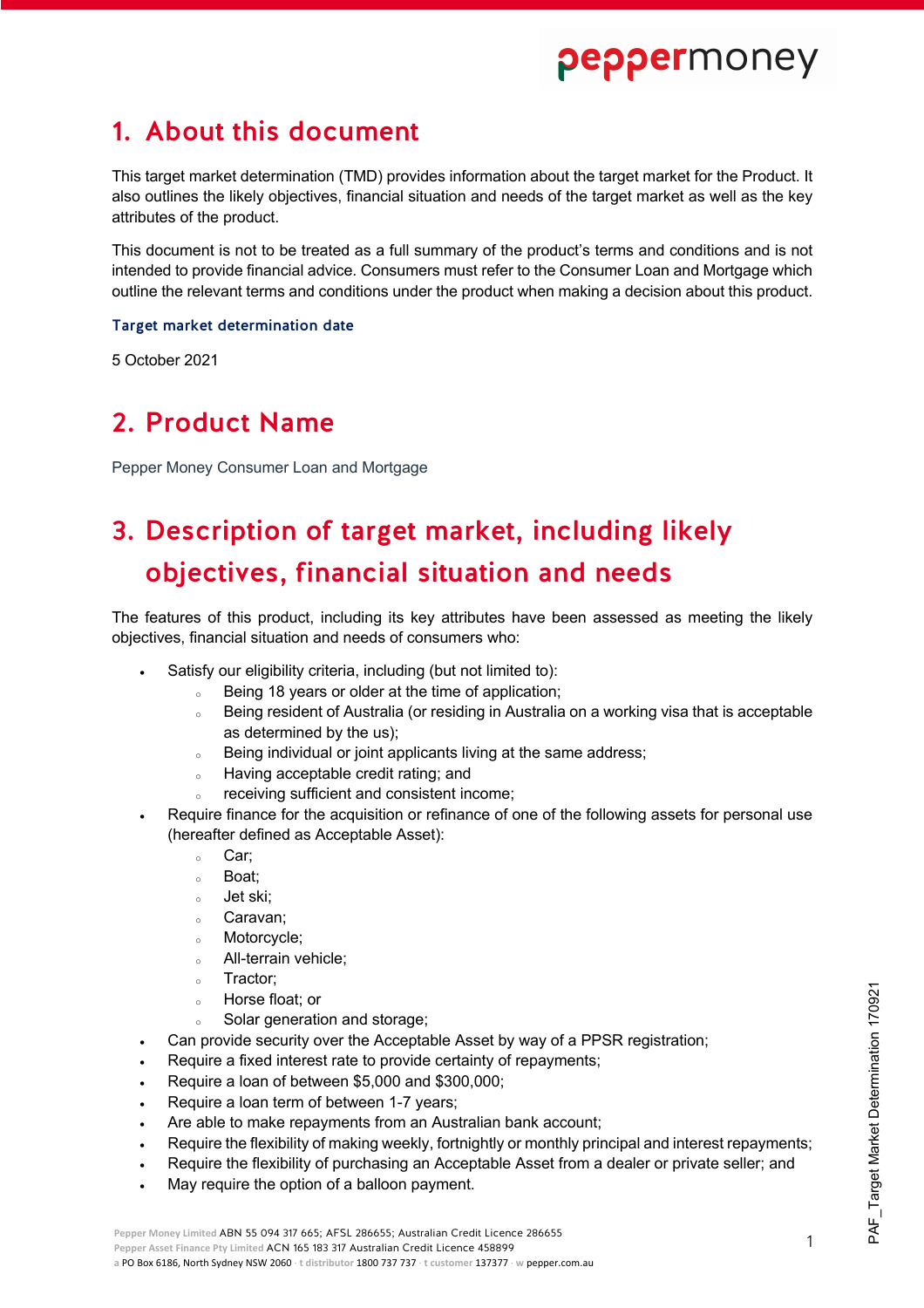# 1. About this document

This target market determination (TMD) provides information about the target market for the Product. It also outlines the likely objectives, financial situation and needs of the target market as well as the key attributes of the product.

This document is not to be treated as a full summary of the product's terms and conditions and is not intended to provide financial advice. Consumers must refer to the Consumer Loan and Mortgage which outline the relevant terms and conditions under the product when making a decision about this product.

### Target market determination date

5 October 2021

# 2. Product Name

Pepper Money Consumer Loan and Mortgage

# 3. Description of target market, including likely objectives, financial situation and needs

The features of this product, including its key attributes have been assessed as meeting the likely objectives, financial situation and needs of consumers who:

- Satisfy our eligibility criteria, including (but not limited to):
  - Being 18 years or older at the time of application;
  - Being resident of Australia (or residing in Australia on a working visa that is acceptable as determined by the us);
  - Being individual or joint applicants living at the same address;
  - Having acceptable credit rating; and
  - receiving sufficient and consistent income;
- Require finance for the acquisition or refinance of one of the following assets for personal use (hereafter defined as Acceptable Asset):
  - Car;
  - Boat;
  - Jet ski;
  - Caravan;
  - Motorcycle;
  - All-terrain vehicle;
  - Tractor;
  - Horse float; or
  - Solar generation and storage;
- Can provide security over the Acceptable Asset by way of a PPSR registration;
- Require a fixed interest rate to provide certainty of repayments;
- Require a loan of between $5,000 and $300,000;
- Require a loan term of between 1-7 years;
- Are able to make repayments from an Australian bank account;
- Require the flexibility of making weekly, fortnightly or monthly principal and interest repayments;
- Require the flexibility of purchasing an Acceptable Asset from a dealer or private seller; and
- May require the option of a balloon payment.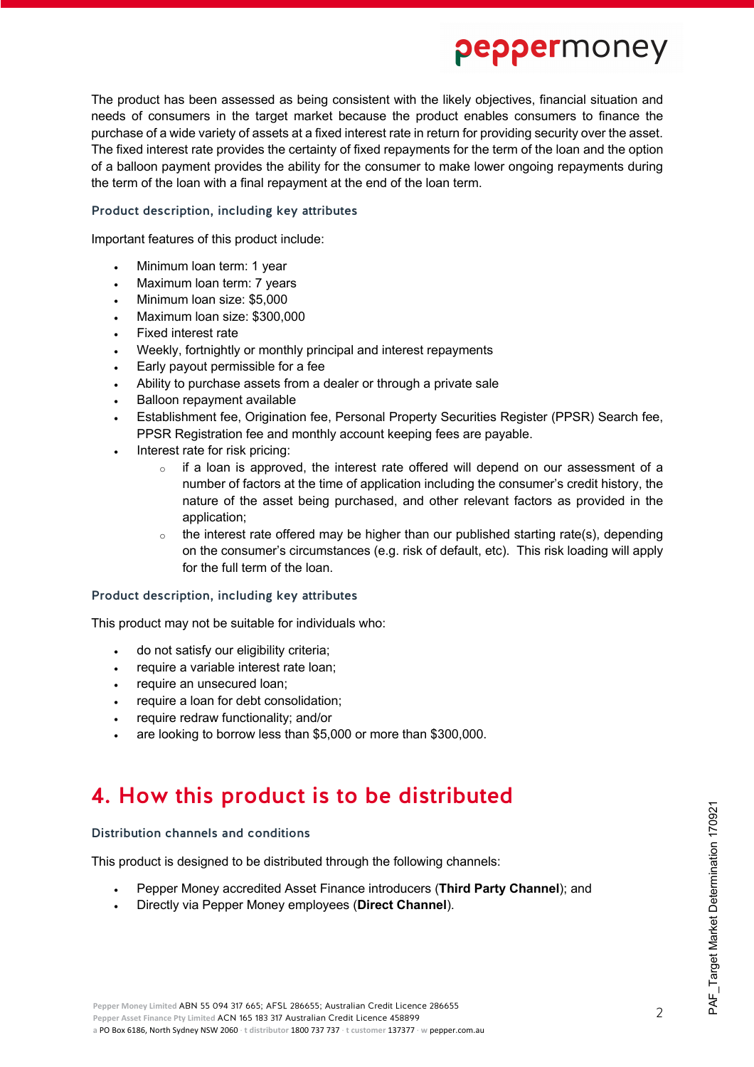The product has been assessed as being consistent with the likely objectives, financial situation and needs of consumers in the target market because the product enables consumers to finance the purchase of a wide variety of assets at a fixed interest rate in return for providing security over the asset. The fixed interest rate provides the certainty of fixed repayments for the term of the loan and the option of a balloon payment provides the ability for the consumer to make lower ongoing repayments during the term of the loan with a final repayment at the end of the loan term.

### Product description, including key attributes

Important features of this product include:

- Minimum loan term: 1 year
- Maximum loan term: 7 years
- Minimum loan size: $5,000
- Maximum loan size: $300,000
- Fixed interest rate
- Weekly, fortnightly or monthly principal and interest repayments
- Early payout permissible for a fee
- Ability to purchase assets from a dealer or through a private sale
- Balloon repayment available
- Establishment fee, Origination fee, Personal Property Securities Register (PPSR) Search fee, PPSR Registration fee and monthly account keeping fees are payable.
- Interest rate for risk pricing:
  - if a loan is approved, the interest rate offered will depend on our assessment of a number of factors at the time of application including the consumer's credit history, the nature of the asset being purchased, and other relevant factors as provided in the application;
  - the interest rate offered may be higher than our published starting rate(s), depending on the consumer's circumstances (e.g. risk of default, etc). This risk loading will apply for the full term of the loan.

### Product description, including key attributes

This product may not be suitable for individuals who:

- do not satisfy our eligibility criteria;
- require a variable interest rate loan;
- require an unsecured loan;
- require a loan for debt consolidation;
- require redraw functionality; and/or
- are looking to borrow less than $5,000 or more than $300,000.

## 4. How this product is to be distributed

### Distribution channels and conditions

This product is designed to be distributed through the following channels:

- Pepper Money accredited Asset Finance introducers (**Third Party Channel**); and
- Directly via Pepper Money employees (**Direct Channel**).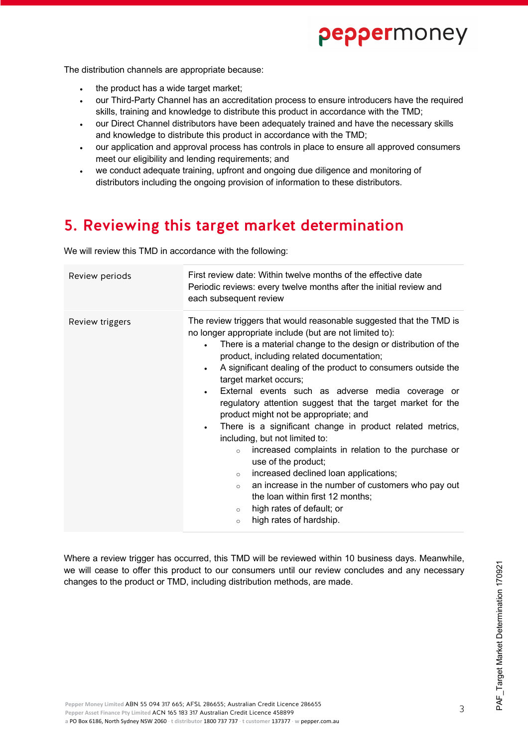The distribution channels are appropriate because:

- the product has a wide target market;
- our Third-Party Channel has an accreditation process to ensure introducers have the required skills, training and knowledge to distribute this product in accordance with the TMD;
- our Direct Channel distributors have been adequately trained and have the necessary skills and knowledge to distribute this product in accordance with the TMD;
- our application and approval process has controls in place to ensure all approved consumers meet our eligibility and lending requirements; and
- we conduct adequate training, upfront and ongoing due diligence and monitoring of distributors including the ongoing provision of information to these distributors.

## 5. Reviewing this target market determination

We will review this TMD in accordance with the following:

| | |
|---|---|
| Review periods | First review date: Within twelve months of the effective date<br>Periodic reviews: every twelve months after the initial review and each subsequent review |
| Review triggers | The review triggers that would reasonable suggested that the TMD is no longer appropriate include (but are not limited to):<br>• There is a material change to the design or distribution of the product, including related documentation;<br>• A significant dealing of the product to consumers outside the target market occurs;<br>• External events such as adverse media coverage or regulatory attention suggest that the target market for the product might not be appropriate; and<br>• There is a significant change in product related metrics, including, but not limited to:<br>  ◦ increased complaints in relation to the purchase or use of the product;<br>  ◦ increased declined loan applications;<br>  ◦ an increase in the number of customers who pay out the loan within first 12 months;<br>  ◦ high rates of default; or<br>  ◦ high rates of hardship. |

Where a review trigger has occurred, this TMD will be reviewed within 10 business days. Meanwhile, we will cease to offer this product to our consumers until our review concludes and any necessary changes to the product or TMD, including distribution methods, are made.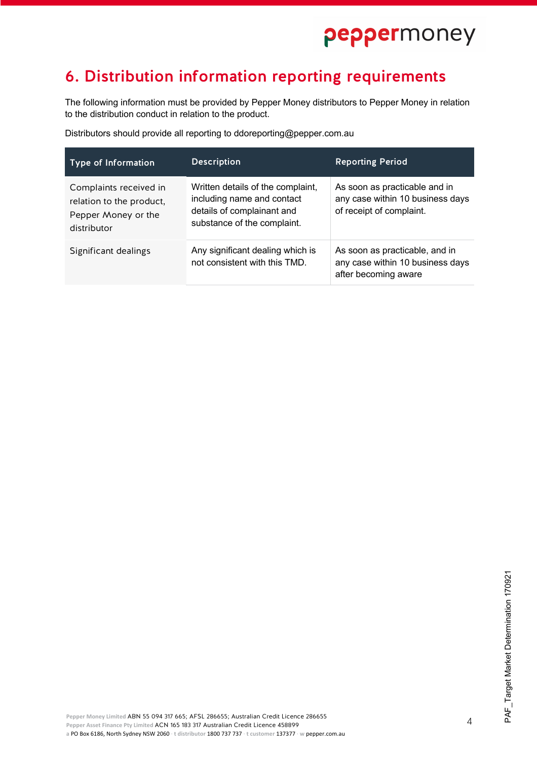# 6. Distribution information reporting requirements

The following information must be provided by Pepper Money distributors to Pepper Money in relation to the distribution conduct in relation to the product.

Distributors should provide all reporting to ddoreporting@pepper.com.au

| Type of Information | Description | Reporting Period |
|---|---|---|
| Complaints received in relation to the product, Pepper Money or the distributor | Written details of the complaint, including name and contact details of complainant and substance of the complaint. | As soon as practicable and in any case within 10 business days of receipt of complaint. |
| Significant dealings | Any significant dealing which is not consistent with this TMD. | As soon as practicable, and in any case within 10 business days after becoming aware |